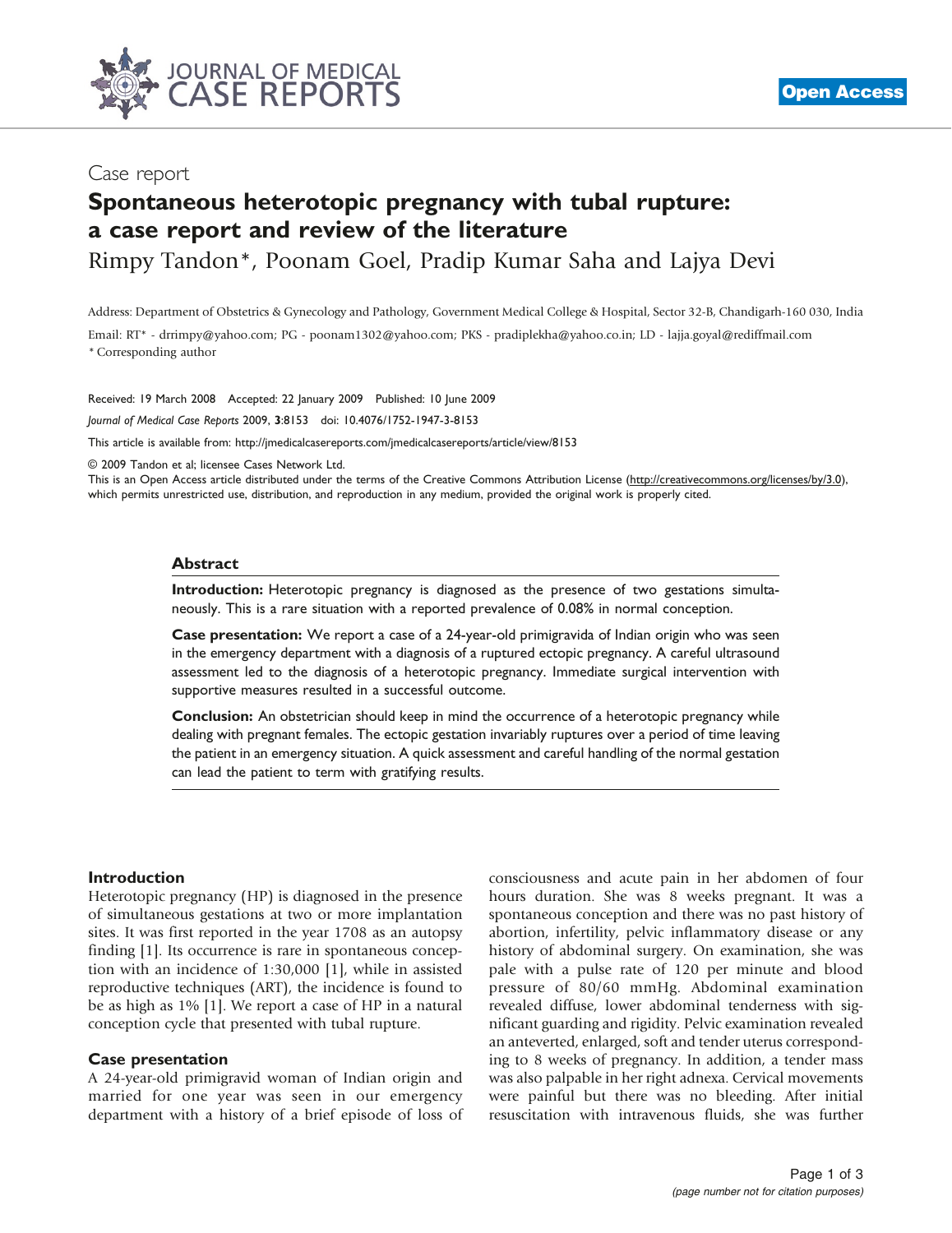Case report

# Spontaneous heterotopic pregnancy with tubal rupture: a case report and review of the literature

Rimpy Tandon*, Poonam Goel, Pradip Kumar Saha and Lajya Devi

Address: Department of Obstetrics & Gynecology and Pathology, Government Medical College & Hospital, Sector 32-B, Chandigarh-160 030, India

Email: RT* - drrimpy@yahoo.com; PG - poonam1302@yahoo.com; PKS - pradiplekha@yahoo.co.in; LD - lajja.goyal@rediffmail.com

* Corresponding author

Received: 19 March 2008 Accepted: 22 January 2009 Published: 10 June 2009

*Journal of Medical Case Reports* 2009, **3**:8153 doi: 10.4076/1752-1947-3-8153

This article is available from: http://jmedicalcasereports.com/jmedicalcasereports/article/view/8153

© 2009 Tandon et al; licensee Cases Network Ltd.

This is an Open Access article distributed under the terms of the Creative Commons Attribution License (http://creativecommons.org/licenses/by/3.0), which permits unrestricted use, distribution, and reproduction in any medium, provided the original work is properly cited.

## Abstract

**Introduction:** Heterotopic pregnancy is diagnosed as the presence of two gestations simultaneously. This is a rare situation with a reported prevalence of 0.08% in normal conception.

**Case presentation:** We report a case of a 24-year-old primigravida of Indian origin who was seen in the emergency department with a diagnosis of a ruptured ectopic pregnancy. A careful ultrasound assessment led to the diagnosis of a heterotopic pregnancy. Immediate surgical intervention with supportive measures resulted in a successful outcome.

**Conclusion:** An obstetrician should keep in mind the occurrence of a heterotopic pregnancy while dealing with pregnant females. The ectopic gestation invariably ruptures over a period of time leaving the patient in an emergency situation. A quick assessment and careful handling of the normal gestation can lead the patient to term with gratifying results.

## Introduction

Heterotopic pregnancy (HP) is diagnosed in the presence of simultaneous gestations at two or more implantation sites. It was first reported in the year 1708 as an autopsy finding [1]. Its occurrence is rare in spontaneous conception with an incidence of 1:30,000 [1], while in assisted reproductive techniques (ART), the incidence is found to be as high as 1% [1]. We report a case of HP in a natural conception cycle that presented with tubal rupture.

## Case presentation

A 24-year-old primigravid woman of Indian origin and married for one year was seen in our emergency department with a history of a brief episode of loss of consciousness and acute pain in her abdomen of four hours duration. She was 8 weeks pregnant. It was a spontaneous conception and there was no past history of abortion, infertility, pelvic inflammatory disease or any history of abdominal surgery. On examination, she was pale with a pulse rate of 120 per minute and blood pressure of 80/60 mmHg. Abdominal examination revealed diffuse, lower abdominal tenderness with significant guarding and rigidity. Pelvic examination revealed an anteverted, enlarged, soft and tender uterus corresponding to 8 weeks of pregnancy. In addition, a tender mass was also palpable in her right adnexa. Cervical movements were painful but there was no bleeding. After initial resuscitation with intravenous fluids, she was further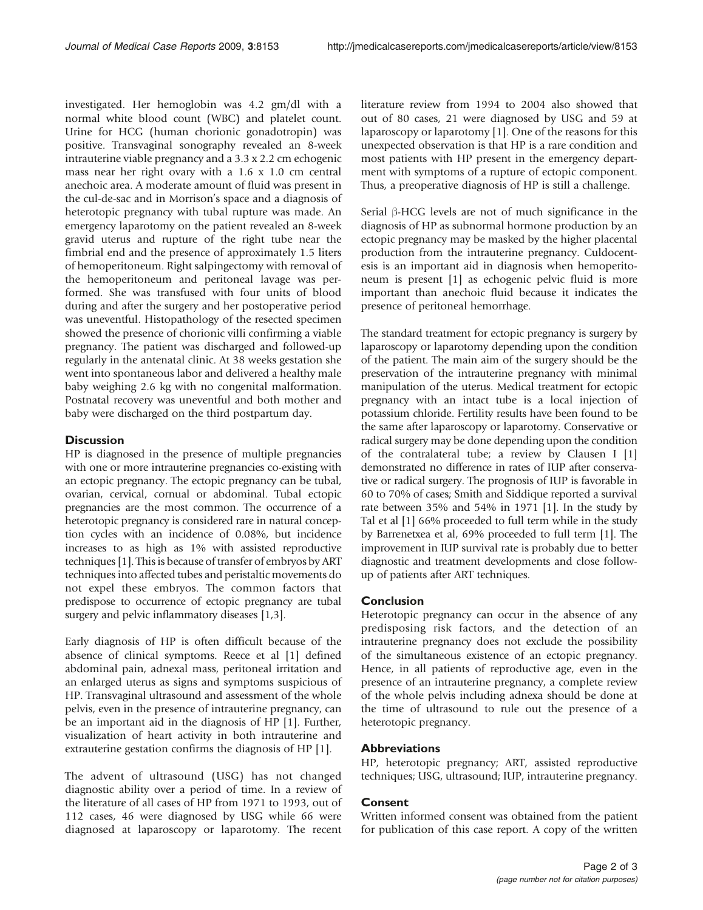investigated. Her hemoglobin was 4.2 gm/dl with a normal white blood count (WBC) and platelet count. Urine for HCG (human chorionic gonadotropin) was positive. Transvaginal sonography revealed an 8-week intrauterine viable pregnancy and a 3.3 x 2.2 cm echogenic mass near her right ovary with a 1.6 x 1.0 cm central anechoic area. A moderate amount of fluid was present in the cul-de-sac and in Morrison's space and a diagnosis of heterotopic pregnancy with tubal rupture was made. An emergency laparotomy on the patient revealed an 8-week gravid uterus and rupture of the right tube near the fimbrial end and the presence of approximately 1.5 liters of hemoperitoneum. Right salpingectomy with removal of the hemoperitoneum and peritoneal lavage was performed. She was transfused with four units of blood during and after the surgery and her postoperative period was uneventful. Histopathology of the resected specimen showed the presence of chorionic villi confirming a viable pregnancy. The patient was discharged and followed-up regularly in the antenatal clinic. At 38 weeks gestation she went into spontaneous labor and delivered a healthy male baby weighing 2.6 kg with no congenital malformation. Postnatal recovery was uneventful and both mother and baby were discharged on the third postpartum day.

## Discussion

HP is diagnosed in the presence of multiple pregnancies with one or more intrauterine pregnancies co-existing with an ectopic pregnancy. The ectopic pregnancy can be tubal, ovarian, cervical, cornual or abdominal. Tubal ectopic pregnancies are the most common. The occurrence of a heterotopic pregnancy is considered rare in natural conception cycles with an incidence of 0.08%, but incidence increases to as high as 1% with assisted reproductive techniques [1]. This is because of transfer of embryos by ART techniques into affected tubes and peristaltic movements do not expel these embryos. The common factors that predispose to occurrence of ectopic pregnancy are tubal surgery and pelvic inflammatory diseases [1,3].

Early diagnosis of HP is often difficult because of the absence of clinical symptoms. Reece et al [1] defined abdominal pain, adnexal mass, peritoneal irritation and an enlarged uterus as signs and symptoms suspicious of HP. Transvaginal ultrasound and assessment of the whole pelvis, even in the presence of intrauterine pregnancy, can be an important aid in the diagnosis of HP [1]. Further, visualization of heart activity in both intrauterine and extrauterine gestation confirms the diagnosis of HP [1].

The advent of ultrasound (USG) has not changed diagnostic ability over a period of time. In a review of the literature of all cases of HP from 1971 to 1993, out of 112 cases, 46 were diagnosed by USG while 66 were diagnosed at laparoscopy or laparotomy. The recent literature review from 1994 to 2004 also showed that out of 80 cases, 21 were diagnosed by USG and 59 at laparoscopy or laparotomy [1]. One of the reasons for this unexpected observation is that HP is a rare condition and most patients with HP present in the emergency department with symptoms of a rupture of ectopic component. Thus, a preoperative diagnosis of HP is still a challenge.

Serial β-HCG levels are not of much significance in the diagnosis of HP as subnormal hormone production by an ectopic pregnancy may be masked by the higher placental production from the intrauterine pregnancy. Culdocentesis is an important aid in diagnosis when hemoperitoneum is present [1] as echogenic pelvic fluid is more important than anechoic fluid because it indicates the presence of peritoneal hemorrhage.

The standard treatment for ectopic pregnancy is surgery by laparoscopy or laparotomy depending upon the condition of the patient. The main aim of the surgery should be the preservation of the intrauterine pregnancy with minimal manipulation of the uterus. Medical treatment for ectopic pregnancy with an intact tube is a local injection of potassium chloride. Fertility results have been found to be the same after laparoscopy or laparotomy. Conservative or radical surgery may be done depending upon the condition of the contralateral tube; a review by Clausen I [1] demonstrated no difference in rates of IUP after conservative or radical surgery. The prognosis of IUP is favorable in 60 to 70% of cases; Smith and Siddique reported a survival rate between 35% and 54% in 1971 [1]. In the study by Tal et al [1] 66% proceeded to full term while in the study by Barrenetxea et al, 69% proceeded to full term [1]. The improvement in IUP survival rate is probably due to better diagnostic and treatment developments and close follow-up of patients after ART techniques.

## Conclusion

Heterotopic pregnancy can occur in the absence of any predisposing risk factors, and the detection of an intrauterine pregnancy does not exclude the possibility of the simultaneous existence of an ectopic pregnancy. Hence, in all patients of reproductive age, even in the presence of an intrauterine pregnancy, a complete review of the whole pelvis including adnexa should be done at the time of ultrasound to rule out the presence of a heterotopic pregnancy.

## Abbreviations

HP, heterotopic pregnancy; ART, assisted reproductive techniques; USG, ultrasound; IUP, intrauterine pregnancy.

## Consent

Written informed consent was obtained from the patient for publication of this case report. A copy of the written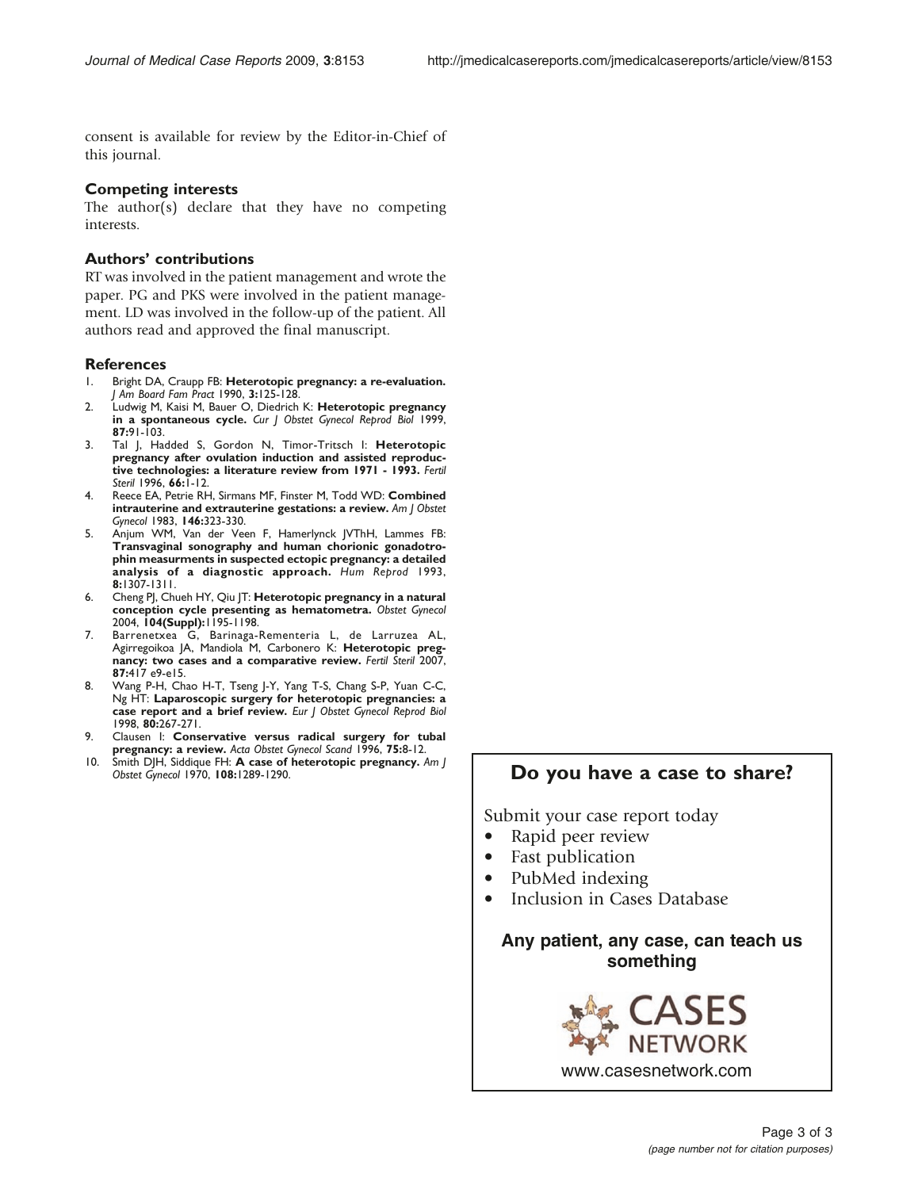consent is available for review by the Editor-in-Chief of this journal.

### Competing interests

The author(s) declare that they have no competing interests.

### Authors' contributions

RT was involved in the patient management and wrote the paper. PG and PKS were involved in the patient management. LD was involved in the follow-up of the patient. All authors read and approved the final manuscript.

### References

1. Bright DA, Craupp FB: **Heterotopic pregnancy: a re-evaluation.** *J Am Board Fam Pract* 1990, **3:**125-128.
2. Ludwig M, Kaisi M, Bauer O, Diedrich K: **Heterotopic pregnancy in a spontaneous cycle.** *Cur J Obstet Gynecol Reprod Biol* 1999, **87:**91-103.
3. Tal J, Hadded S, Gordon N, Timor-Tritsch I: **Heterotopic pregnancy after ovulation induction and assisted reproductive technologies: a literature review from 1971 - 1993.** *Fertil Steril* 1996, **66:**1-12.
4. Reece EA, Petrie RH, Sirmans MF, Finster M, Todd WD: **Combined intrauterine and extrauterine gestations: a review.** *Am J Obstet Gynecol* 1983, **146:**323-330.
5. Anjum WM, Van der Veen F, Hamerlynck JVThH, Lammes FB: **Transvaginal sonography and human chorionic gonadotrophin measurments in suspected ectopic pregnancy: a detailed analysis of a diagnostic approach.** *Hum Reprod* 1993, **8:**1307-1311.
6. Cheng PJ, Chueh HY, Qiu JT: **Heterotopic pregnancy in a natural conception cycle presenting as hematometra.** *Obstet Gynecol* 2004, **104(Suppl):**1195-1198.
7. Barrenetxea G, Barinaga-Rementeria L, de Larruzea AL, Agirregoikoa JA, Mandiola M, Carbonero K: **Heterotopic pregnancy: two cases and a comparative review.** *Fertil Steril* 2007, **87:**417 e9-e15.
8. Wang P-H, Chao H-T, Tseng J-Y, Yang T-S, Chang S-P, Yuan C-C, Ng HT: **Laparoscopic surgery for heterotopic pregnancies: a case report and a brief review.** *Eur J Obstet Gynecol Reprod Biol* 1998, **80:**267-271.
9. Clausen I: **Conservative versus radical surgery for tubal pregnancy: a review.** *Acta Obstet Gynecol Scand* 1996, **75:**8-12.
10. Smith DJH, Siddique FH: **A case of heterotopic pregnancy.** *Am J Obstet Gynecol* 1970, **108:**1289-1290.

**Do you have a case to share?**

Submit your case report today

- Rapid peer review
- Fast publication
- PubMed indexing
- Inclusion in Cases Database

**Any patient, any case, can teach us something**

CASES NETWORK

www.casesnetwork.com